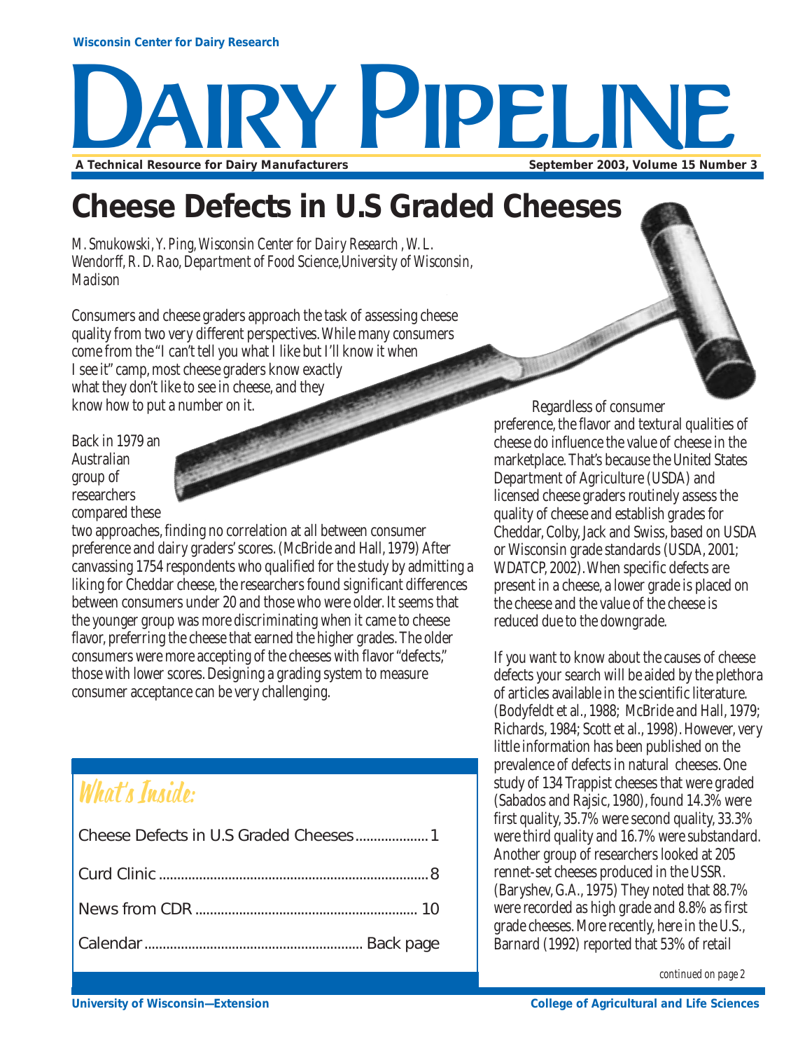# Cheese Defects in U.S Graded Cheeses

*M. Smukowski, Y. Ping, Wisconsin Center for Dairy Research , W. L. Wendorff, R. D. Rao, Department of Food Science,University of Wisconsin, Madison*

Consumers and cheese graders approach the task of assessing cheese quality from two very different perspectives. While many consumers come from the "I can't tell you what I like but I'll know it when I see it" camp, most cheese graders know exactly what they don't like to see in cheese, and they know how to put a number on it.

Back in 1979 an Australian group of researchers compared these two approaches, finding no correlation at all between consumer preference and dairy graders' scores. (McBride and Hall, 1979) After canvassing 1754 respondents who qualified for the study by admitting a liking for Cheddar cheese, the researchers found significant differences between consumers under 20 and those who were older. It seems that the younger group was more discriminating when it came to cheese flavor, preferring the cheese that earned the higher grades. The older consumers were more accepting of the cheeses with flavor "defects," those with lower scores. Designing a grading system to measure consumer acceptance can be very challenging.

## What's Inside:

- Cheese Defects in U.S Graded Cheeses .................... 1
- Curd Clinic .................................................... 8
- News from CDR .............................................. 10
- Calendar ........................................... Back page

Regardless of consumer preference, the flavor and textural qualities of cheese do influence the value of cheese in the marketplace. That's because the United States Department of Agriculture (USDA) and licensed cheese graders routinely assess the quality of cheese and establish grades for Cheddar, Colby, Jack and Swiss, based on USDA or Wisconsin grade standards (USDA, 2001; WDATCP, 2002). When specific defects are present in a cheese, a lower grade is placed on the cheese and the value of the cheese is reduced due to the downgrade.

If you want to know about the causes of cheese defects your search will be aided by the plethora of articles available in the scientific literature. (Bodyfeldt et al., 1988; McBride and Hall, 1979; Richards, 1984; Scott et al., 1998). However, very little information has been published on the prevalence of defects in natural cheeses. One study of 134 Trappist cheeses that were graded (Sabados and Rajsic, 1980), found 14.3% were first quality, 35.7% were second quality, 33.3% were third quality and 16.7% were substandard. Another group of researchers looked at 205 rennet-set cheeses produced in the USSR. (Baryshev, G.A., 1975) They noted that 88.7% were recorded as high grade and 8.8% as first grade cheeses. More recently, here in the U.S., Barnard (1992) reported that 53% of retail

*continued on page 2*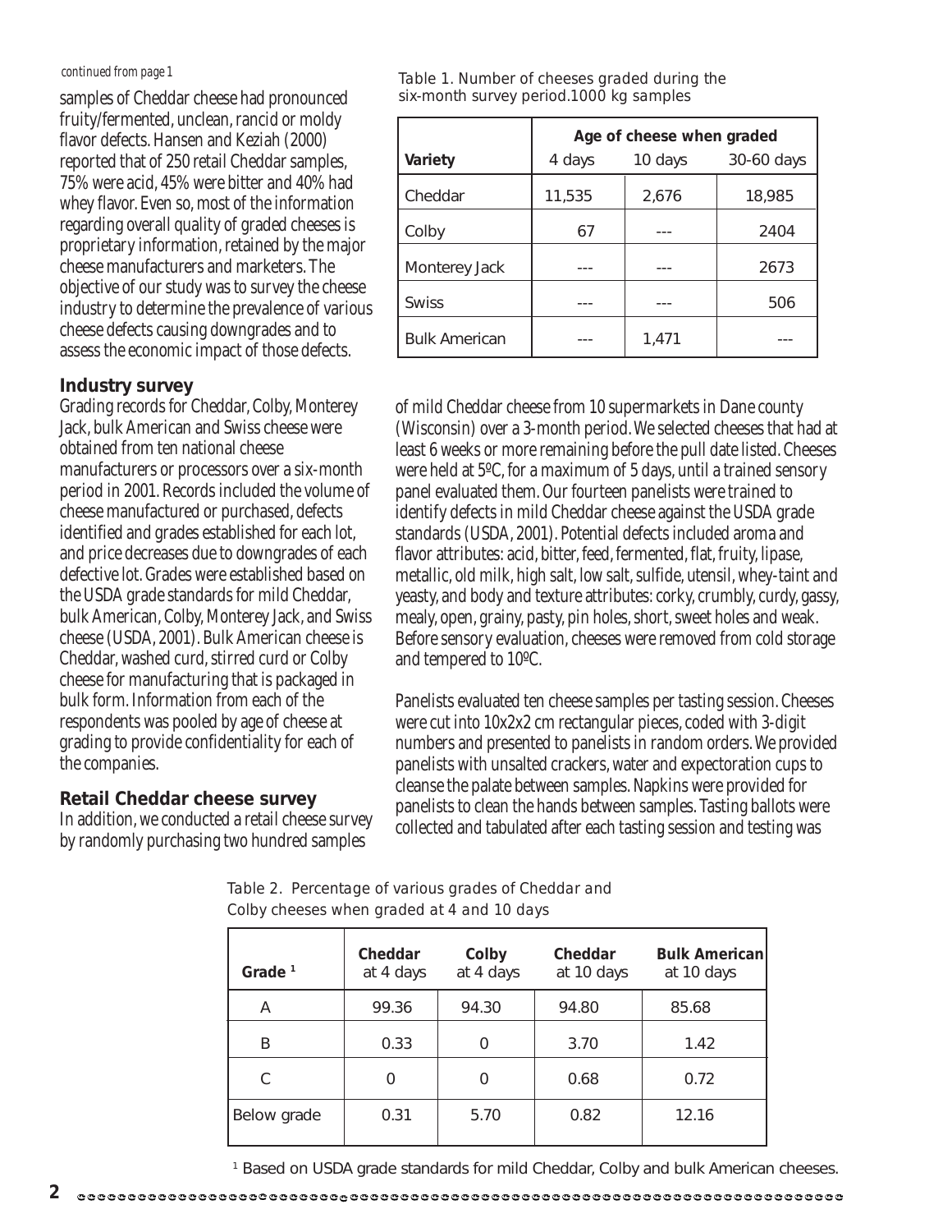*continued from page 1*

samples of Cheddar cheese had pronounced fruity/fermented, unclean, rancid or moldy flavor defects. Hansen and Keziah (2000) reported that of 250 retail Cheddar samples, 75% were acid, 45% were bitter and 40% had whey flavor. Even so, most of the information regarding overall quality of graded cheeses is proprietary information, retained by the major cheese manufacturers and marketers. The objective of our study was to survey the cheese industry to determine the prevalence of various cheese defects causing downgrades and to assess the economic impact of those defects.

## Industry survey

Grading records for Cheddar, Colby, Monterey Jack, bulk American and Swiss cheese were obtained from ten national cheese manufacturers or processors over a six-month period in 2001. Records included the volume of cheese manufactured or purchased, defects identified and grades established for each lot, and price decreases due to downgrades of each defective lot. Grades were established based on the USDA grade standards for mild Cheddar, bulk American, Colby, Monterey Jack, and Swiss cheese (USDA, 2001). Bulk American cheese is Cheddar, washed curd, stirred curd or Colby cheese for manufacturing that is packaged in bulk form. Information from each of the respondents was pooled by age of cheese at grading to provide confidentiality for each of the companies.

## Retail Cheddar cheese survey

In addition, we conducted a retail cheese survey by randomly purchasing two hundred samples of mild Cheddar cheese from 10 supermarkets in Dane county (Wisconsin) over a 3-month period. We selected cheeses that had at least 6 weeks or more remaining before the pull date listed. Cheeses were held at 5ºC, for a maximum of 5 days, until a trained sensory panel evaluated them. Our fourteen panelists were trained to identify defects in mild Cheddar cheese against the USDA grade standards (USDA, 2001). Potential defects included aroma and flavor attributes: acid, bitter, feed, fermented, flat, fruity, lipase, metallic, old milk, high salt, low salt, sulfide, utensil, whey-taint and yeasty, and body and texture attributes: corky, crumbly, curdy, gassy, mealy, open, grainy, pasty, pin holes, short, sweet holes and weak. Before sensory evaluation, cheeses were removed from cold storage and tempered to 10ºC.

Panelists evaluated ten cheese samples per tasting session. Cheeses were cut into 10x2x2 cm rectangular pieces, coded with 3-digit numbers and presented to panelists in random orders. We provided panelists with unsalted crackers, water and expectoration cups to cleanse the palate between samples. Napkins were provided for panelists to clean the hands between samples. Tasting ballots were collected and tabulated after each tasting session and testing was

Table 1. Number of cheeses graded during the six-month survey period.1000 kg samples

| | Age of cheese when graded | | |
|---|---|---|---|
| **Variety** | 4 days | 10 days | 30-60 days |
| Cheddar | 11,535 | 2,676 | 18,985 |
| Colby | 67 | --- | 2404 |
| Monterey Jack | --- | --- | 2673 |
| Swiss | --- | --- | 506 |
| Bulk American | --- | 1,471 | --- |

Table 2. Percentage of various grades of Cheddar and Colby cheeses when graded at 4 and 10 days

| Grade [1] | Cheddar at 4 days | Colby at 4 days | Cheddar at 10 days | Bulk American at 10 days |
|---|---|---|---|---|
| A | 99.36 | 94.30 | 94.80 | 85.68 |
| B | 0.33 | 0 | 3.70 | 1.42 |
| C | 0 | 0 | 0.68 | 0.72 |
| Below grade | 0.31 | 5.70 | 0.82 | 12.16 |

[1] Based on USDA grade standards for mild Cheddar, Colby and bulk American cheeses.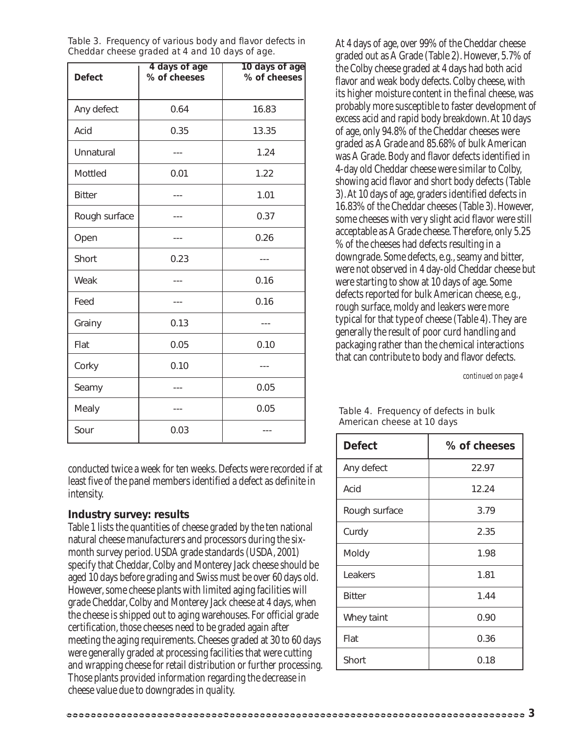Table 3. Frequency of various body and flavor defects in Cheddar cheese graded at 4 and 10 days of age.

| Defect | 4 days of age % of cheeses | 10 days of age % of cheeses |
|---|---|---|
| Any defect | 0.64 | 16.83 |
| Acid | 0.35 | 13.35 |
| Unnatural | --- | 1.24 |
| Mottled | 0.01 | 1.22 |
| Bitter | --- | 1.01 |
| Rough surface | --- | 0.37 |
| Open | --- | 0.26 |
| Short | 0.23 | --- |
| Weak | --- | 0.16 |
| Feed | --- | 0.16 |
| Grainy | 0.13 | --- |
| Flat | 0.05 | 0.10 |
| Corky | 0.10 | --- |
| Seamy | --- | 0.05 |
| Mealy | --- | 0.05 |
| Sour | 0.03 | --- |

conducted twice a week for ten weeks. Defects were recorded if at least five of the panel members identified a defect as definite in intensity.

### Industry survey: results

Table 1 lists the quantities of cheese graded by the ten national natural cheese manufacturers and processors during the six-month survey period. USDA grade standards (USDA, 2001) specify that Cheddar, Colby and Monterey Jack cheese should be aged 10 days before grading and Swiss must be over 60 days old. However, some cheese plants with limited aging facilities will grade Cheddar, Colby and Monterey Jack cheese at 4 days, when the cheese is shipped out to aging warehouses. For official grade certification, those cheeses need to be graded again after meeting the aging requirements. Cheeses graded at 30 to 60 days were generally graded at processing facilities that were cutting and wrapping cheese for retail distribution or further processing. Those plants provided information regarding the decrease in cheese value due to downgrades in quality.

At 4 days of age, over 99% of the Cheddar cheese graded out as A Grade (Table 2). However, 5.7% of the Colby cheese graded at 4 days had both acid flavor and weak body defects. Colby cheese, with its higher moisture content in the final cheese, was probably more susceptible to faster development of excess acid and rapid body breakdown. At 10 days of age, only 94.8% of the Cheddar cheeses were graded as A Grade and 85.68% of bulk American was A Grade. Body and flavor defects identified in 4-day old Cheddar cheese were similar to Colby, showing acid flavor and short body defects (Table 3). At 10 days of age, graders identified defects in 16.83% of the Cheddar cheeses (Table 3). However, some cheeses with very slight acid flavor were still acceptable as A Grade cheese. Therefore, only 5.25 % of the cheeses had defects resulting in a downgrade. Some defects, e.g., seamy and bitter, were not observed in 4 day-old Cheddar cheese but were starting to show at 10 days of age. Some defects reported for bulk American cheese, e.g., rough surface, moldy and leakers were more typical for that type of cheese (Table 4). They are generally the result of poor curd handling and packaging rather than the chemical interactions that can contribute to body and flavor defects.

*continued on page 4*

Table 4. Frequency of defects in bulk American cheese at 10 days

| Defect | % of cheeses |
|---|---|
| Any defect | 22.97 |
| Acid | 12.24 |
| Rough surface | 3.79 |
| Curdy | 2.35 |
| Moldy | 1.98 |
| Leakers | 1.81 |
| Bitter | 1.44 |
| Whey taint | 0.90 |
| Flat | 0.36 |
| Short | 0.18 |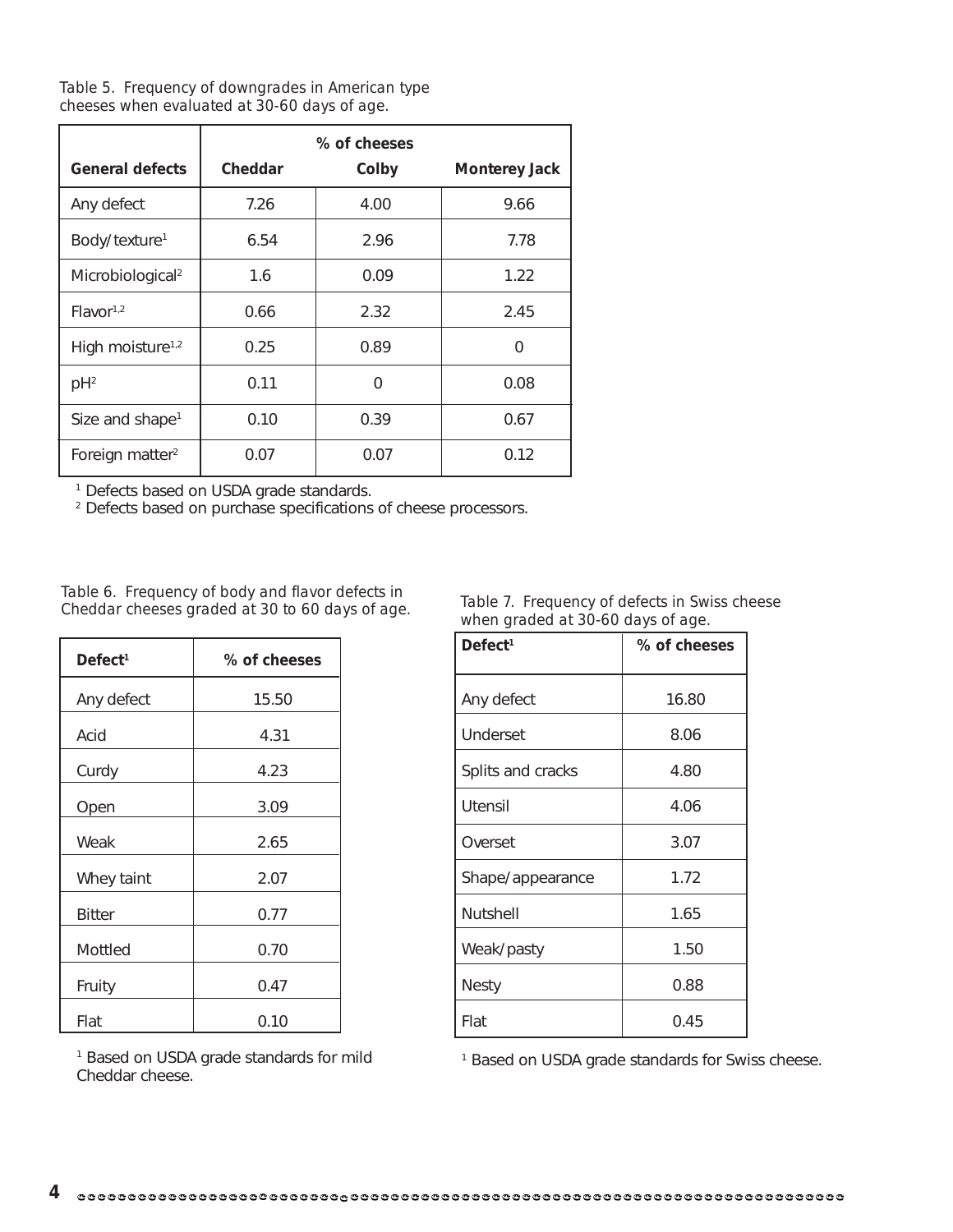Table 5. Frequency of downgrades in American type cheeses when evaluated at 30-60 days of age.

| General defects | % of cheeses | | |
|---|---|---|---|
| | Cheddar | Colby | Monterey Jack |
| Any defect | 7.26 | 4.00 | 9.66 |
| Body/texture[1] | 6.54 | 2.96 | 7.78 |
| Microbiological[2] | 1.6 | 0.09 | 1.22 |
| Flavor[1,2] | 0.66 | 2.32 | 2.45 |
| High moisture[1,2] | 0.25 | 0.89 | 0 |
| pH[2] | 0.11 | 0 | 0.08 |
| Size and shape[1] | 0.10 | 0.39 | 0.67 |
| Foreign matter[2] | 0.07 | 0.07 | 0.12 |

[1] Defects based on USDA grade standards.
[2] Defects based on purchase specifications of cheese processors.

Table 6. Frequency of body and flavor defects in Cheddar cheeses graded at 30 to 60 days of age.

| Defect[1] | % of cheeses |
|---|---|
| Any defect | 15.50 |
| Acid | 4.31 |
| Curdy | 4.23 |
| Open | 3.09 |
| Weak | 2.65 |
| Whey taint | 2.07 |
| Bitter | 0.77 |
| Mottled | 0.70 |
| Fruity | 0.47 |
| Flat | 0.10 |

[1] Based on USDA grade standards for mild Cheddar cheese.

Table 7. Frequency of defects in Swiss cheese when graded at 30-60 days of age.

| Defect[1] | % of cheeses |
|---|---|
| Any defect | 16.80 |
| Underset | 8.06 |
| Splits and cracks | 4.80 |
| Utensil | 4.06 |
| Overset | 3.07 |
| Shape/appearance | 1.72 |
| Nutshell | 1.65 |
| Weak/pasty | 1.50 |
| Nesty | 0.88 |
| Flat | 0.45 |

[1] Based on USDA grade standards for Swiss cheese.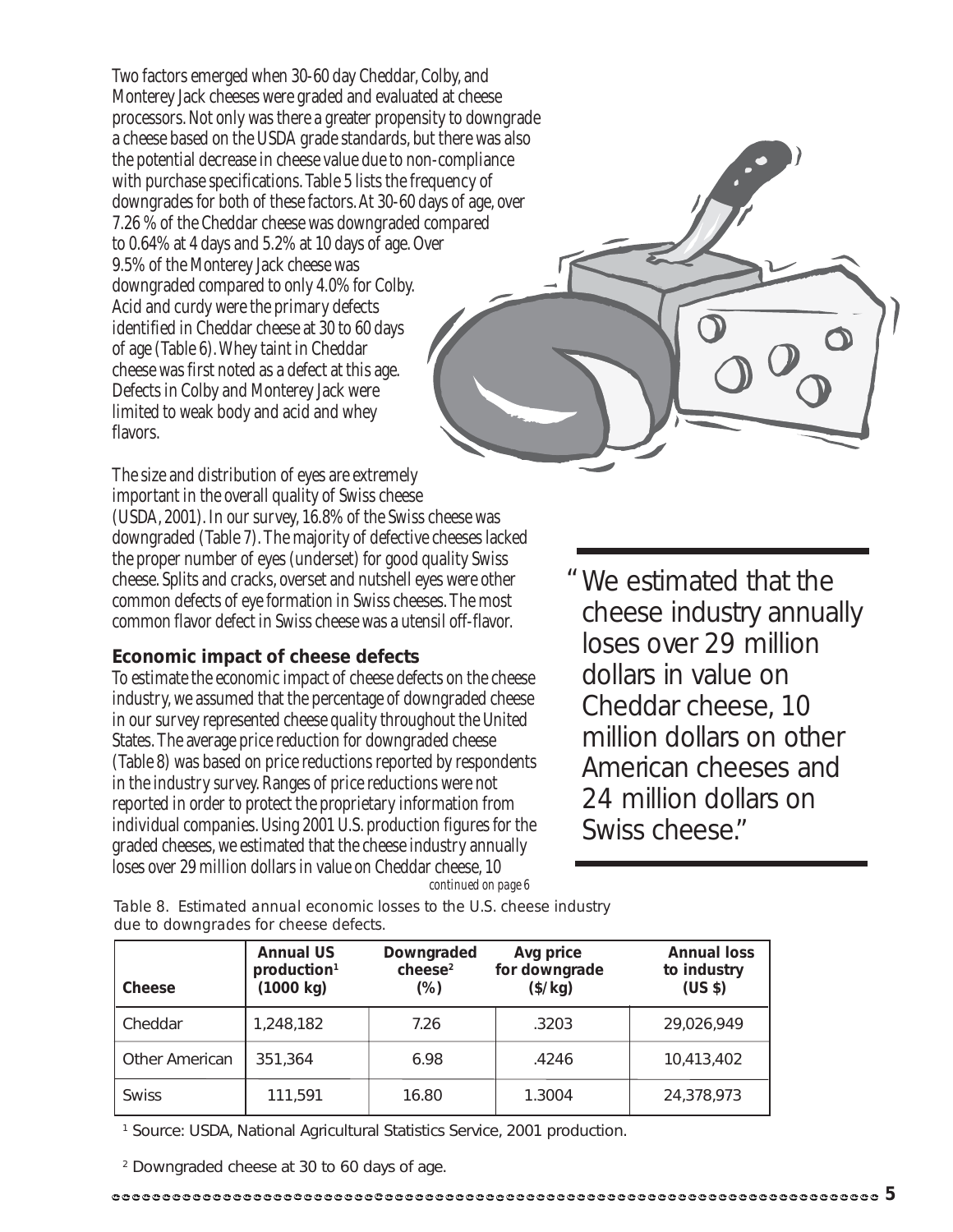Two factors emerged when 30-60 day Cheddar, Colby, and Monterey Jack cheeses were graded and evaluated at cheese processors. Not only was there a greater propensity to downgrade a cheese based on the USDA grade standards, but there was also the potential decrease in cheese value due to non-compliance with purchase specifications. Table 5 lists the frequency of downgrades for both of these factors. At 30-60 days of age, over 7.26 % of the Cheddar cheese was downgraded compared to 0.64% at 4 days and 5.2% at 10 days of age. Over 9.5% of the Monterey Jack cheese was downgraded compared to only 4.0% for Colby. Acid and curdy were the primary defects identified in Cheddar cheese at 30 to 60 days of age (Table 6). Whey taint in Cheddar cheese was first noted as a defect at this age. Defects in Colby and Monterey Jack were limited to weak body and acid and whey flavors.

The size and distribution of eyes are extremely important in the overall quality of Swiss cheese (USDA, 2001). In our survey, 16.8% of the Swiss cheese was downgraded (Table 7). The majority of defective cheeses lacked the proper number of eyes (underset) for good quality Swiss cheese. Splits and cracks, overset and nutshell eyes were other common defects of eye formation in Swiss cheeses. The most common flavor defect in Swiss cheese was a utensil off-flavor.

> "We estimated that the cheese industry annually loses over 29 million dollars in value on Cheddar cheese, 10 million dollars on other American cheeses and 24 million dollars on Swiss cheese."

### Economic impact of cheese defects

To estimate the economic impact of cheese defects on the cheese industry, we assumed that the percentage of downgraded cheese in our survey represented cheese quality throughout the United States. The average price reduction for downgraded cheese (Table 8) was based on price reductions reported by respondents in the industry survey. Ranges of price reductions were not reported in order to protect the proprietary information from individual companies. Using 2001 U.S. production figures for the graded cheeses, we estimated that the cheese industry annually loses over 29 million dollars in value on Cheddar cheese, 10

*continued on page 6*

Table 8. Estimated annual economic losses to the U.S. cheese industry due to downgrades for cheese defects.

| Cheese | Annual US production[1] (1000 kg) | Downgraded cheese[2] (%) | Avg price for downgrade ($/kg) | Annual loss to industry (US $) |
|---|---|---|---|---|
| Cheddar | 1,248,182 | 7.26 | .3203 | 29,026,949 |
| Other American | 351,364 | 6.98 | .4246 | 10,413,402 |
| Swiss | 111,591 | 16.80 | 1.3004 | 24,378,973 |

[1] Source: USDA, National Agricultural Statistics Service, 2001 production.

[2] Downgraded cheese at 30 to 60 days of age.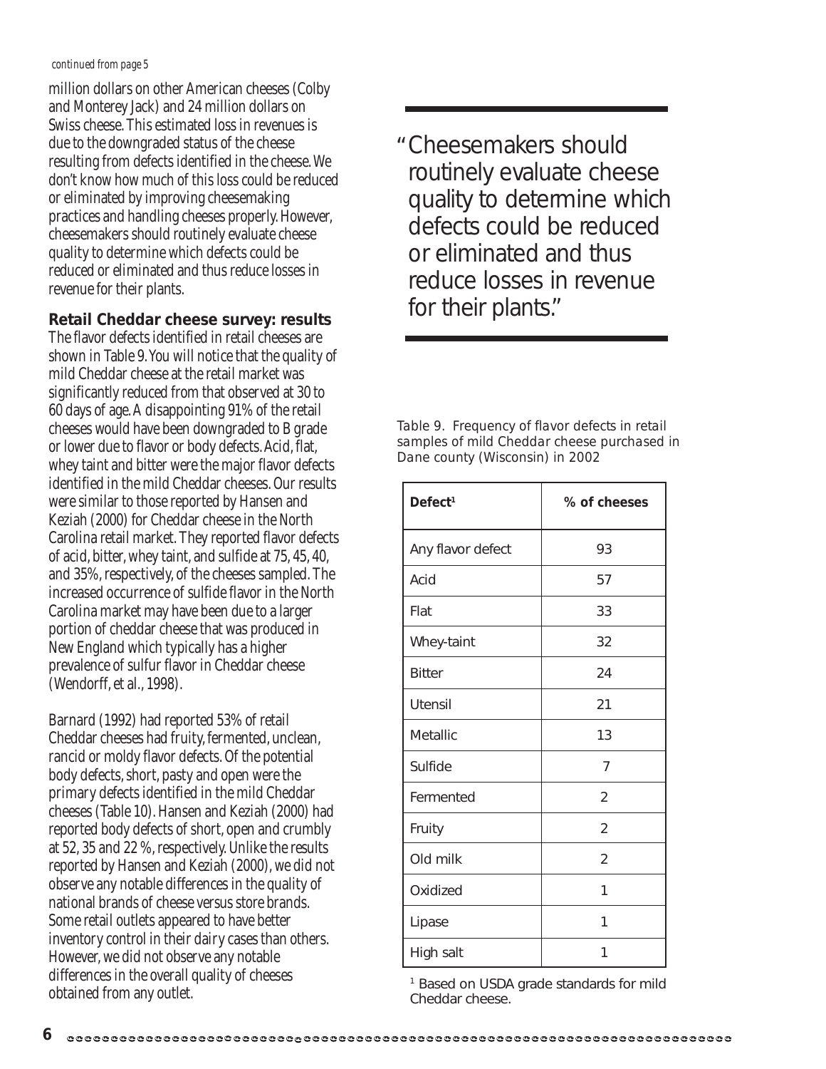*continued from page 5*

million dollars on other American cheeses (Colby and Monterey Jack) and 24 million dollars on Swiss cheese. This estimated loss in revenues is due to the downgraded status of the cheese resulting from defects identified in the cheese. We don't know how much of this loss could be reduced or eliminated by improving cheesemaking practices and handling cheeses properly. However, cheesemakers should routinely evaluate cheese quality to determine which defects could be reduced or eliminated and thus reduce losses in revenue for their plants.

> "Cheesemakers should routinely evaluate cheese quality to determine which defects could be reduced or eliminated and thus reduce losses in revenue for their plants."

### Retail Cheddar cheese survey: results

The flavor defects identified in retail cheeses are shown in Table 9. You will notice that the quality of mild Cheddar cheese at the retail market was significantly reduced from that observed at 30 to 60 days of age. A disappointing 91% of the retail cheeses would have been downgraded to B grade or lower due to flavor or body defects. Acid, flat, whey taint and bitter were the major flavor defects identified in the mild Cheddar cheeses. Our results were similar to those reported by Hansen and Keziah (2000) for Cheddar cheese in the North Carolina retail market. They reported flavor defects of acid, bitter, whey taint, and sulfide at 75, 45, 40, and 35%, respectively, of the cheeses sampled. The increased occurrence of sulfide flavor in the North Carolina market may have been due to a larger portion of cheddar cheese that was produced in New England which typically has a higher prevalence of sulfur flavor in Cheddar cheese (Wendorff, et al., 1998).

Barnard (1992) had reported 53% of retail Cheddar cheeses had fruity, fermented, unclean, rancid or moldy flavor defects. Of the potential body defects, short, pasty and open were the primary defects identified in the mild Cheddar cheeses (Table 10). Hansen and Keziah (2000) had reported body defects of short, open and crumbly at 52, 35 and 22 %, respectively. Unlike the results reported by Hansen and Keziah (2000), we did not observe any notable differences in the quality of national brands of cheese versus store brands. Some retail outlets appeared to have better inventory control in their dairy cases than others. However, we did not observe any notable differences in the overall quality of cheeses obtained from any outlet.

Table 9. Frequency of flavor defects in retail samples of mild Cheddar cheese purchased in Dane county (Wisconsin) in 2002

| Defect[1] | % of cheeses |
|---|---|
| Any flavor defect | 93 |
| Acid | 57 |
| Flat | 33 |
| Whey-taint | 32 |
| Bitter | 24 |
| Utensil | 21 |
| Metallic | 13 |
| Sulfide | 7 |
| Fermented | 2 |
| Fruity | 2 |
| Old milk | 2 |
| Oxidized | 1 |
| Lipase | 1 |
| High salt | 1 |

[1] Based on USDA grade standards for mild Cheddar cheese.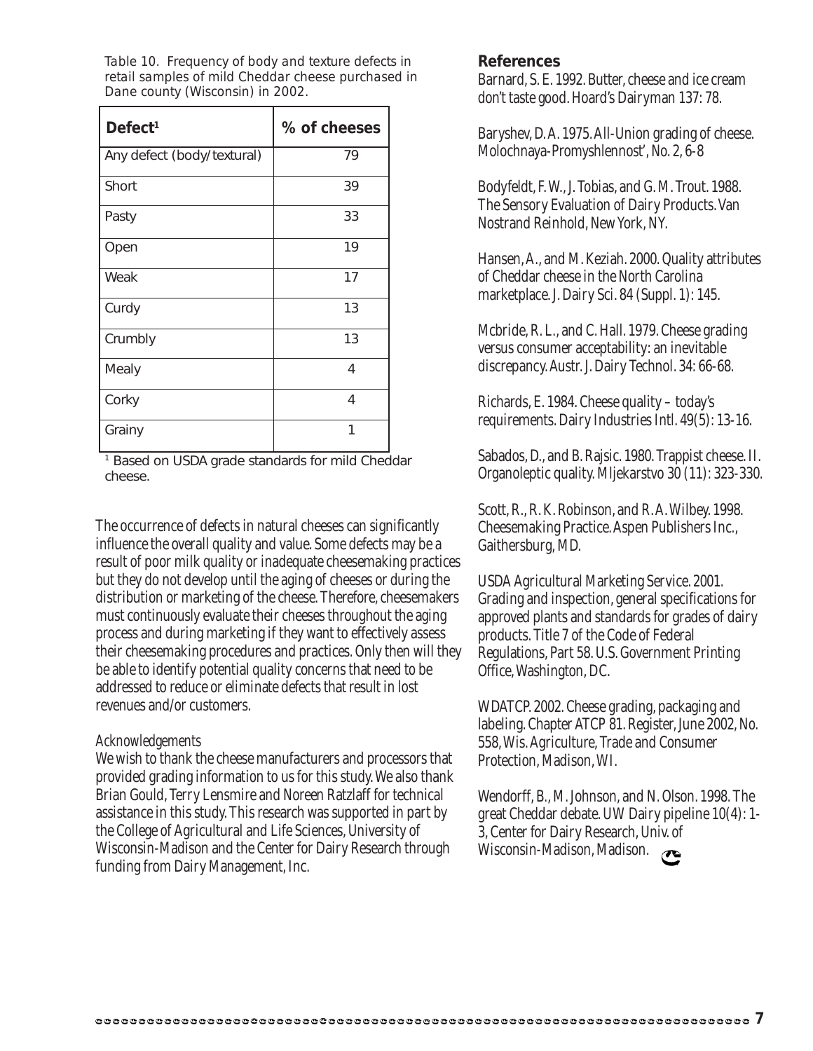Table 10. Frequency of body and texture defects in retail samples of mild Cheddar cheese purchased in Dane county (Wisconsin) in 2002.

| Defect[1] | % of cheeses |
|---|---|
| Any defect (body/textural) | 79 |
| Short | 39 |
| Pasty | 33 |
| Open | 19 |
| Weak | 17 |
| Curdy | 13 |
| Crumbly | 13 |
| Mealy | 4 |
| Corky | 4 |
| Grainy | 1 |

[1] Based on USDA grade standards for mild Cheddar cheese.

The occurrence of defects in natural cheeses can significantly influence the overall quality and value. Some defects may be a result of poor milk quality or inadequate cheesemaking practices but they do not develop until the aging of cheeses or during the distribution or marketing of the cheese. Therefore, cheesemakers must continuously evaluate their cheeses throughout the aging process and during marketing if they want to effectively assess their cheesemaking procedures and practices. Only then will they be able to identify potential quality concerns that need to be addressed to reduce or eliminate defects that result in lost revenues and/or customers.

*Acknowledgements*

We wish to thank the cheese manufacturers and processors that provided grading information to us for this study. We also thank Brian Gould, Terry Lensmire and Noreen Ratzlaff for technical assistance in this study. This research was supported in part by the College of Agricultural and Life Sciences, University of Wisconsin-Madison and the Center for Dairy Research through funding from Dairy Management, Inc.

## References

Barnard, S. E. 1992. Butter, cheese and ice cream don't taste good. Hoard's Dairyman 137: 78.

Baryshev, D. A. 1975. All-Union grading of cheese. Molochnaya-Promyshlennost', No. 2, 6-8

Bodyfeldt, F. W., J. Tobias, and G. M. Trout. 1988. The Sensory Evaluation of Dairy Products. Van Nostrand Reinhold, New York, NY.

Hansen, A., and M. Keziah. 2000. Quality attributes of Cheddar cheese in the North Carolina marketplace. J. Dairy Sci. 84 (Suppl. 1): 145.

Mcbride, R. L., and C. Hall. 1979. Cheese grading versus consumer acceptability: an inevitable discrepancy. Austr. J. Dairy Technol. 34: 66-68.

Richards, E. 1984. Cheese quality – today's requirements. Dairy Industries Intl. 49(5): 13-16.

Sabados, D., and B. Rajsic. 1980. Trappist cheese. II. Organoleptic quality. Mljekarstvo 30 (11): 323-330.

Scott, R., R. K. Robinson, and R. A. Wilbey. 1998. Cheesemaking Practice. Aspen Publishers Inc., Gaithersburg, MD.

USDA Agricultural Marketing Service. 2001. Grading and inspection, general specifications for approved plants and standards for grades of dairy products. Title 7 of the Code of Federal Regulations, Part 58. U.S. Government Printing Office, Washington, DC.

WDATCP. 2002. Cheese grading, packaging and labeling. Chapter ATCP 81. Register, June 2002, No. 558, Wis. Agriculture, Trade and Consumer Protection, Madison, WI.

Wendorff, B., M. Johnson, and N. Olson. 1998. The great Cheddar debate. UW Dairy pipeline 10(4): 1-3, Center for Dairy Research, Univ. of Wisconsin-Madison, Madison.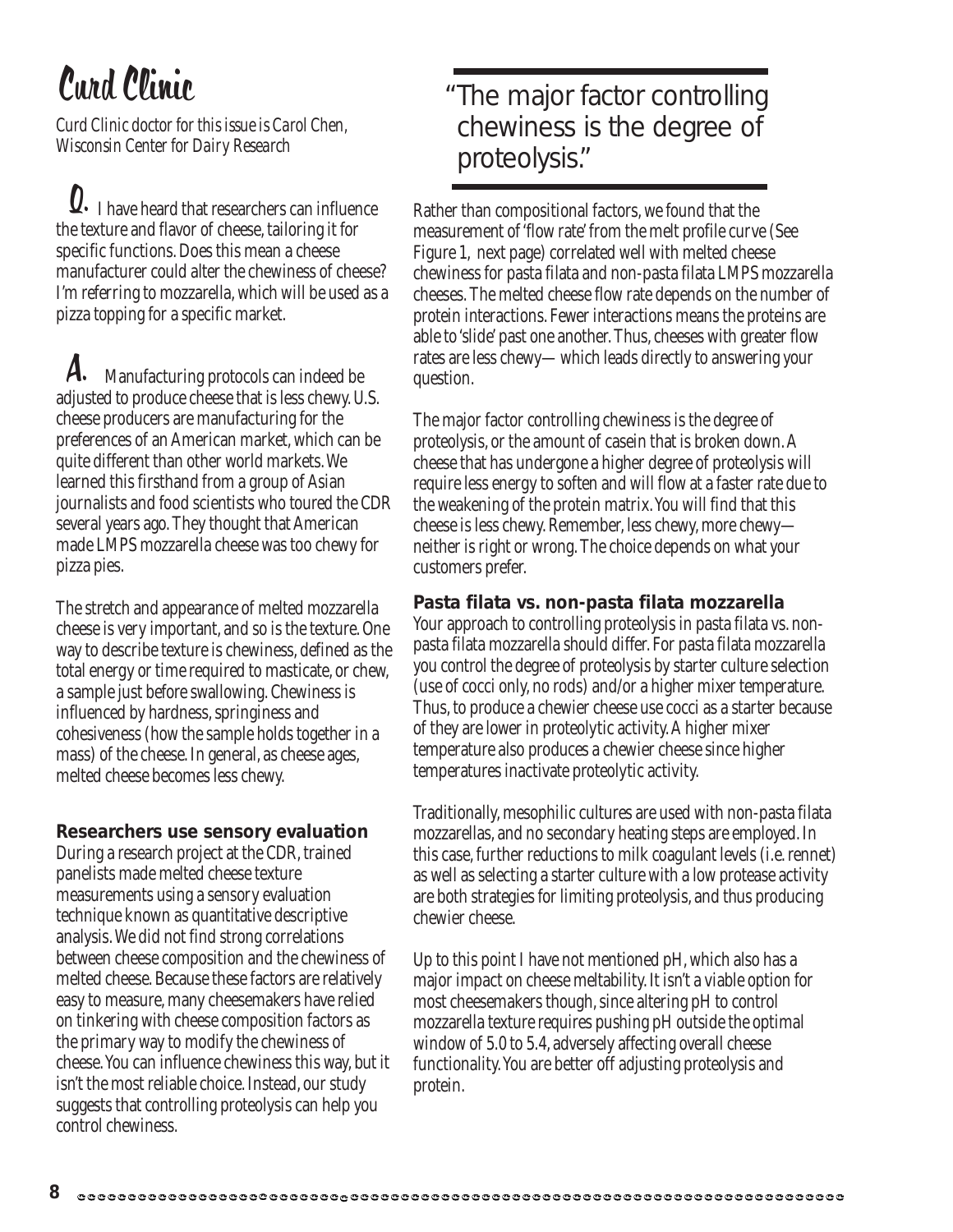# Curd Clinic

*Curd Clinic doctor for this issue is Carol Chen, Wisconsin Center for Dairy Research*

**Q.** I have heard that researchers can influence the texture and flavor of cheese, tailoring it for specific functions. Does this mean a cheese manufacturer could alter the chewiness of cheese? I'm referring to mozzarella, which will be used as a pizza topping for a specific market.

**A.** Manufacturing protocols can indeed be adjusted to produce cheese that is less chewy. U.S. cheese producers are manufacturing for the preferences of an American market, which can be quite different than other world markets. We learned this firsthand from a group of Asian journalists and food scientists who toured the CDR several years ago. They thought that American made LMPS mozzarella cheese was too chewy for pizza pies.

The stretch and appearance of melted mozzarella cheese is very important, and so is the texture. One way to describe texture is chewiness, defined as the total energy or time required to masticate, or chew, a sample just before swallowing. Chewiness is influenced by hardness, springiness and cohesiveness (how the sample holds together in a mass) of the cheese. In general, as cheese ages, melted cheese becomes less chewy.

### Researchers use sensory evaluation

During a research project at the CDR, trained panelists made melted cheese texture measurements using a sensory evaluation technique known as quantitative descriptive analysis. We did not find strong correlations between cheese composition and the chewiness of melted cheese. Because these factors are relatively easy to measure, many cheesemakers have relied on tinkering with cheese composition factors as the primary way to modify the chewiness of cheese. You can influence chewiness this way, but it isn't the most reliable choice. Instead, our study suggests that controlling proteolysis can help you control chewiness.

> "The major factor controlling chewiness is the degree of proteolysis."

Rather than compositional factors, we found that the measurement of 'flow rate' from the melt profile curve (See Figure 1, next page) correlated well with melted cheese chewiness for pasta filata and non-pasta filata LMPS mozzarella cheeses. The melted cheese flow rate depends on the number of protein interactions. Fewer interactions means the proteins are able to 'slide' past one another. Thus, cheeses with greater flow rates are less chewy— which leads directly to answering your question.

The major factor controlling chewiness is the degree of proteolysis, or the amount of casein that is broken down. A cheese that has undergone a higher degree of proteolysis will require less energy to soften and will flow at a faster rate due to the weakening of the protein matrix. You will find that this cheese is less chewy. Remember, less chewy, more chewy— neither is right or wrong. The choice depends on what your customers prefer.

### Pasta filata vs. non-pasta filata mozzarella

Your approach to controlling proteolysis in pasta filata vs. non-pasta filata mozzarella should differ. For pasta filata mozzarella you control the degree of proteolysis by starter culture selection (use of cocci only, no rods) and/or a higher mixer temperature. Thus, to produce a chewier cheese use cocci as a starter because of they are lower in proteolytic activity. A higher mixer temperature also produces a chewier cheese since higher temperatures inactivate proteolytic activity.

Traditionally, mesophilic cultures are used with non-pasta filata mozzarellas, and no secondary heating steps are employed. In this case, further reductions to milk coagulant levels (i.e. rennet) as well as selecting a starter culture with a low protease activity are both strategies for limiting proteolysis, and thus producing chewier cheese.

Up to this point I have not mentioned pH, which also has a major impact on cheese meltability. It isn't a viable option for most cheesemakers though, since altering pH to control mozzarella texture requires pushing pH outside the optimal window of 5.0 to 5.4, adversely affecting overall cheese functionality. You are better off adjusting proteolysis and protein.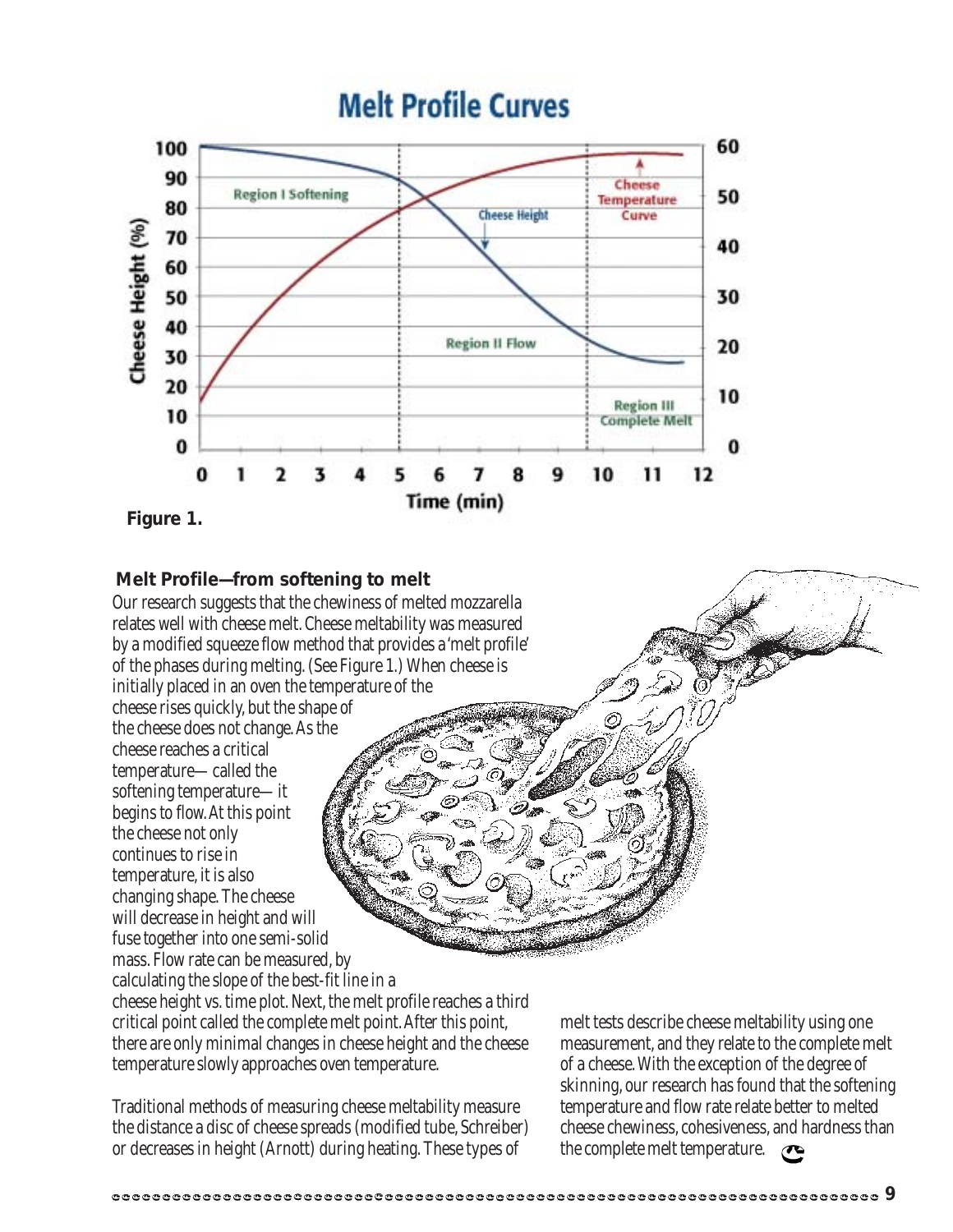Figure 1.

**Melt Profile—from softening to melt**

Our research suggests that the chewiness of melted mozzarella relates well with cheese melt. Cheese meltability was measured by a modified squeeze flow method that provides a 'melt profile' of the phases during melting. (See Figure 1.) When cheese is initially placed in an oven the temperature of the cheese rises quickly, but the shape of the cheese does not change. As the cheese reaches a critical temperature— called the softening temperature— it begins to flow. At this point the cheese not only continues to rise in temperature, it is also changing shape. The cheese will decrease in height and will fuse together into one semi-solid mass. Flow rate can be measured, by calculating the slope of the best-fit line in a cheese height vs. time plot. Next, the melt profile reaches a third critical point called the complete melt point. After this point, there are only minimal changes in cheese height and the cheese temperature slowly approaches oven temperature.

Traditional methods of measuring cheese meltability measure the distance a disc of cheese spreads (modified tube, Schreiber) or decreases in height (Arnott) during heating. These types of melt tests describe cheese meltability using one measurement, and they relate to the complete melt of a cheese. With the exception of the degree of skinning, our research has found that the softening temperature and flow rate relate better to melted cheese chewiness, cohesiveness, and hardness than the complete melt temperature.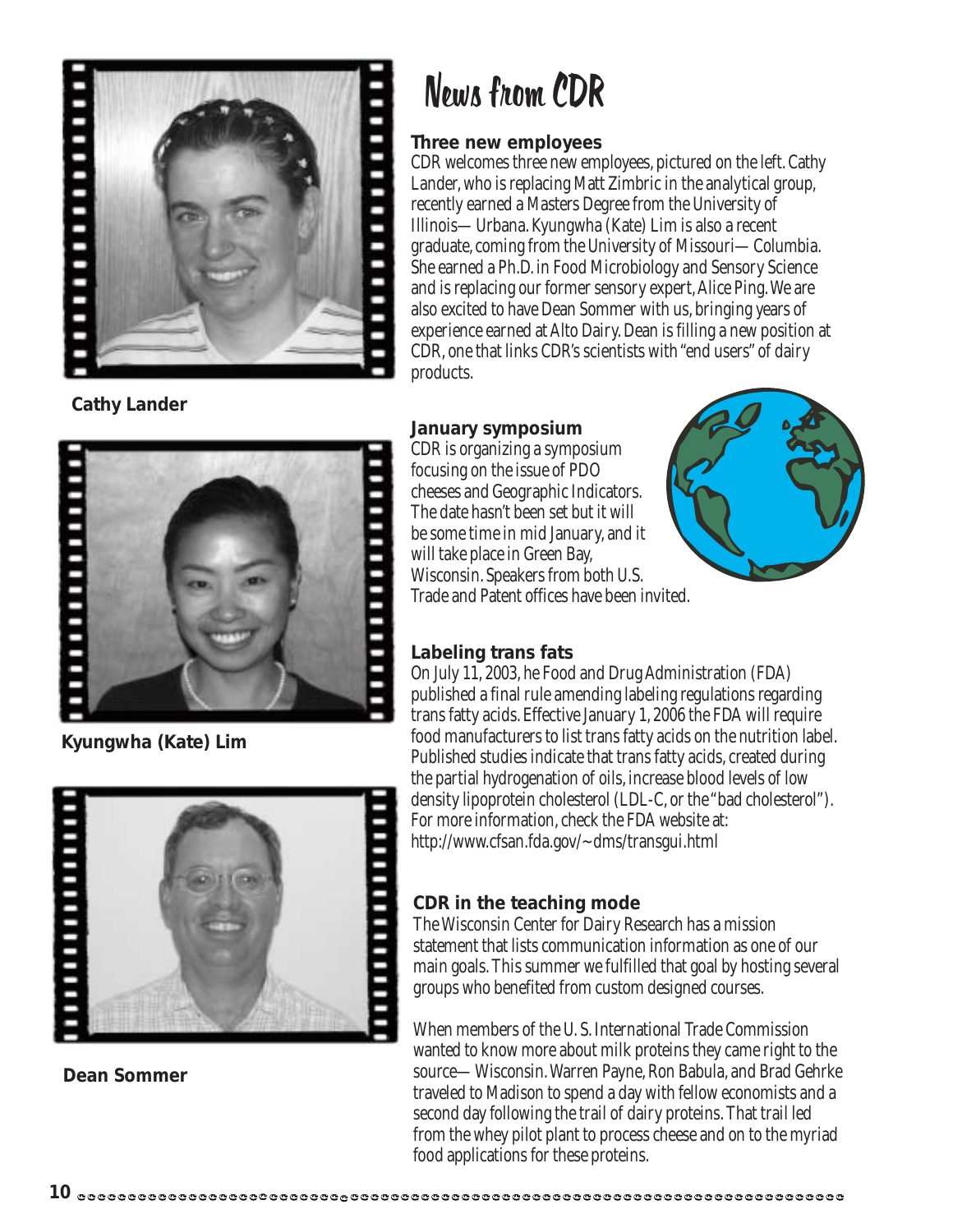# News from CDR

Cathy Lander

Kyungwha (Kate) Lim

Dean Sommer

### Three new employees

CDR welcomes three new employees, pictured on the left. Cathy Lander, who is replacing Matt Zimbric in the analytical group, recently earned a Masters Degree from the University of Illinois—Urbana. Kyungwha (Kate) Lim is also a recent graduate, coming from the University of Missouri—Columbia. She earned a Ph.D. in Food Microbiology and Sensory Science and is replacing our former sensory expert, Alice Ping. We are also excited to have Dean Sommer with us, bringing years of experience earned at Alto Dairy. Dean is filling a new position at CDR, one that links CDR's scientists with "end users" of dairy products.

### January symposium

CDR is organizing a symposium focusing on the issue of PDO cheeses and Geographic Indicators. The date hasn't been set but it will be some time in mid January, and it will take place in Green Bay, Wisconsin. Speakers from both U.S. Trade and Patent offices have been invited.

### Labeling trans fats

On July 11, 2003, he Food and Drug Administration (FDA) published a final rule amending labeling regulations regarding trans fatty acids. Effective January 1, 2006 the FDA will require food manufacturers to list trans fatty acids on the nutrition label. Published studies indicate that trans fatty acids, created during the partial hydrogenation of oils, increase blood levels of low density lipoprotein cholesterol (LDL-C, or the "bad cholesterol"). For more information, check the FDA website at: http://www.cfsan.fda.gov/~dms/transgui.html

### CDR in the teaching mode

The Wisconsin Center for Dairy Research has a mission statement that lists communication information as one of our main goals. This summer we fulfilled that goal by hosting several groups who benefited from custom designed courses.

When members of the U. S. International Trade Commission wanted to know more about milk proteins they came right to the source—Wisconsin. Warren Payne, Ron Babula, and Brad Gehrke traveled to Madison to spend a day with fellow economists and a second day following the trail of dairy proteins. That trail led from the whey pilot plant to process cheese and on to the myriad food applications for these proteins.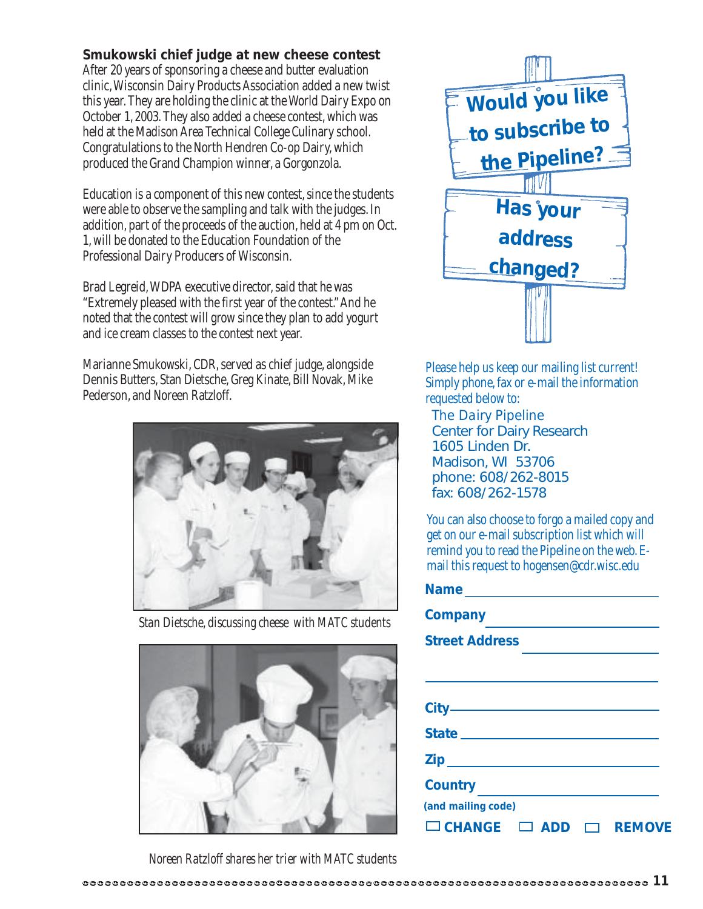### Smukowski chief judge at new cheese contest

After 20 years of sponsoring a cheese and butter evaluation clinic, Wisconsin Dairy Products Association added a new twist this year. They are holding the clinic at the World Dairy Expo on October 1, 2003. They also added a cheese contest, which was held at the Madison Area Technical College Culinary school. Congratulations to the North Hendren Co-op Dairy, which produced the Grand Champion winner, a Gorgonzola.

Education is a component of this new contest, since the students were able to observe the sampling and talk with the judges. In addition, part of the proceeds of the auction, held at 4 pm on Oct. 1, will be donated to the Education Foundation of the Professional Dairy Producers of Wisconsin.

Brad Legreid, WDPA executive director, said that he was "Extremely pleased with the first year of the contest." And he noted that the contest will grow since they plan to add yogurt and ice cream classes to the contest next year.

Marianne Smukowski, CDR, served as chief judge, alongside Dennis Butters, Stan Dietsche, Greg Kinate, Bill Novak, Mike Pederson, and Noreen Ratzloff.

*Stan Dietsche, discussing cheese with MATC students*

*Noreen Ratzloff shares her trier with MATC students*

**Would you like to subscribe to the Pipeline?**

**Has your address changed?**

Please help us keep our mailing list current! Simply phone, fax or e-mail the information requested below to:

The Dairy Pipeline
Center for Dairy Research
1605 Linden Dr.
Madison, WI 53706
phone: 608/262-8015
fax: 608/262-1578

You can also choose to forgo a mailed copy and get on our e-mail subscription list which will remind you to read the Pipeline on the web. E-mail this request to hogensen@cdr.wisc.edu

**Name** ____________________

**Company** ____________________

**Street Address** ____________________

____________________

**City** ____________________

**State** ____________________

**Zip** ____________________

**Country** ____________________

**(and mailing code)**

☐ **CHANGE** ☐ **ADD** ☐ **REMOVE**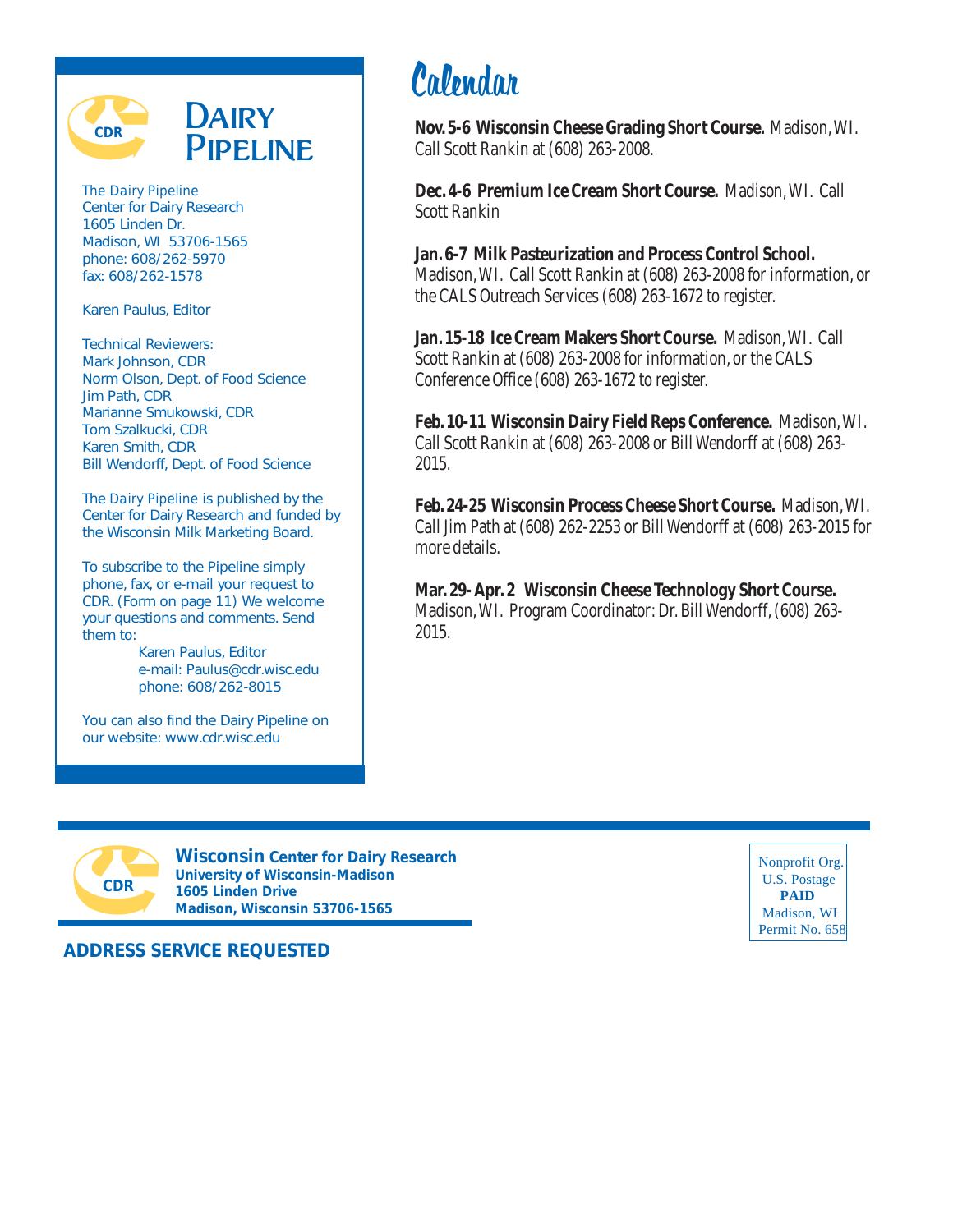## Dairy Pipeline

The *Dairy Pipeline*
Center for Dairy Research
1605 Linden Dr.
Madison, WI 53706-1565
phone: 608/262-5970
fax: 608/262-1578

Karen Paulus, Editor

Technical Reviewers:
Mark Johnson, CDR
Norm Olson, Dept. of Food Science
Jim Path, CDR
Marianne Smukowski, CDR
Tom Szalkucki, CDR
Karen Smith, CDR
Bill Wendorff, Dept. of Food Science

The *Dairy Pipeline* is published by the Center for Dairy Research and funded by the Wisconsin Milk Marketing Board.

To subscribe to the Pipeline simply phone, fax, or e-mail your request to CDR. (Form on page 11) We welcome your questions and comments. Send them to:

Karen Paulus, Editor
e-mail: Paulus@cdr.wisc.edu
phone: 608/262-8015

You can also find the Dairy Pipeline on our website: www.cdr.wisc.edu

# Calendar

**Nov. 5-6 Wisconsin Cheese Grading Short Course.** Madison, WI. Call Scott Rankin at (608) 263-2008.

**Dec. 4-6 Premium Ice Cream Short Course.** Madison, WI. Call Scott Rankin

**Jan. 6-7 Milk Pasteurization and Process Control School.** Madison, WI. Call Scott Rankin at (608) 263-2008 for information, or the CALS Outreach Services (608) 263-1672 to register.

**Jan. 15-18 Ice Cream Makers Short Course.** Madison, WI. Call Scott Rankin at (608) 263-2008 for information, or the CALS Conference Office (608) 263-1672 to register.

**Feb. 10-11 Wisconsin Dairy Field Reps Conference.** Madison, WI. Call Scott Rankin at (608) 263-2008 or Bill Wendorff at (608) 263-2015.

**Feb. 24-25 Wisconsin Process Cheese Short Course.** Madison, WI. Call Jim Path at (608) 262-2253 or Bill Wendorff at (608) 263-2015 for more details.

**Mar. 29- Apr. 2 Wisconsin Cheese Technology Short Course.** Madison, WI. Program Coordinator: Dr. Bill Wendorff, (608) 263-2015.

**Wisconsin Center for Dairy Research**
**University of Wisconsin-Madison**
**1605 Linden Drive**
**Madison, Wisconsin 53706-1565**

**ADDRESS SERVICE REQUESTED**

Nonprofit Org.
U.S. Postage
**PAID**
Madison, WI
Permit No. 658